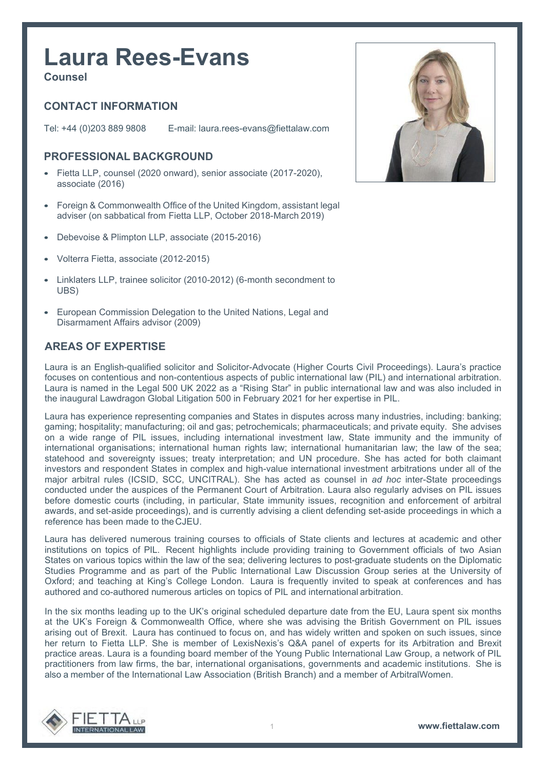# Laura Rees-Evans

**Counsel**

## CONTACT INFORMATION

Tel: +44 (0)203 889 9808 E-mail: laura.rees-evans@fiettalaw.com

## PROFESSIONAL BACKGROUND

- Fietta LLP, counsel (2020 onward), senior associate (2017-2020), associate (2016)
- Foreign & Commonwealth Office of the United Kingdom, assistant legal adviser (on sabbatical from Fietta LLP, October 2018-March 2019)
- Debevoise & Plimpton LLP, associate (2015-2016)
- Volterra Fietta, associate (2012-2015)
- Linklaters LLP, trainee solicitor (2010-2012) (6-month secondment to UBS)
- European Commission Delegation to the United Nations, Legal and Disarmament Affairs advisor (2009)

## AREAS OF EXPERTISE

Laura is an English-qualified solicitor and Solicitor-Advocate (Higher Courts Civil Proceedings). Laura's practice focuses on contentious and non-contentious aspects of public international law (PIL) and international arbitration. Laura is named in the Legal 500 UK 2022 as a "Rising Star" in public international law and was also included in the inaugural Lawdragon Global Litigation 500 in February 2021 for her expertise in PIL.

Laura has experience representing companies and States in disputes across many industries, including: banking; gaming; hospitality; manufacturing; oil and gas; petrochemicals; pharmaceuticals; and private equity. She advises on a wide range of PIL issues, including international investment law, State immunity and the immunity of international organisations; international human rights law; international humanitarian law; the law of the sea; statehood and sovereignty issues; treaty interpretation; and UN procedure. She has acted for both claimant investors and respondent States in complex and high-value international investment arbitrations under all of the major arbitral rules (ICSID, SCC, UNCITRAL). She has acted as counsel in *ad hoc* inter-State proceedings conducted under the auspices of the Permanent Court of Arbitration. Laura also regularly advises on PIL issues before domestic courts (including, in particular, State immunity issues, recognition and enforcement of arbitral awards, and set-aside proceedings), and is currently advising a client defending set-aside proceedings in which a reference has been made to the CJEU.

Laura has delivered numerous training courses to officials of State clients and lectures at academic and other institutions on topics of PIL. Recent highlights include providing training to Government officials of two Asian States on various topics within the law of the sea; delivering lectures to post-graduate students on the Diplomatic Studies Programme and as part of the Public International Law Discussion Group series at the University of Oxford; and teaching at King's College London. Laura is frequently invited to speak at conferences and has authored and co-authored numerous articles on topics of PIL and international arbitration.

In the six months leading up to the UK's original scheduled departure date from the EU, Laura spent six months at the UK's Foreign & Commonwealth Office, where she was advising the British Government on PIL issues arising out of Brexit. Laura has continued to focus on, and has widely written and spoken on such issues, since her return to Fietta LLP. She is member of LexisNexis's Q&A panel of experts for its Arbitration and Brexit practice areas. Laura is a founding board member of the Young Public International Law Group, a network of PIL practitioners from law firms, the bar, international organisations, governments and academic institutions. She is also a member of the International Law Association (British Branch) and a member of ArbitralWomen.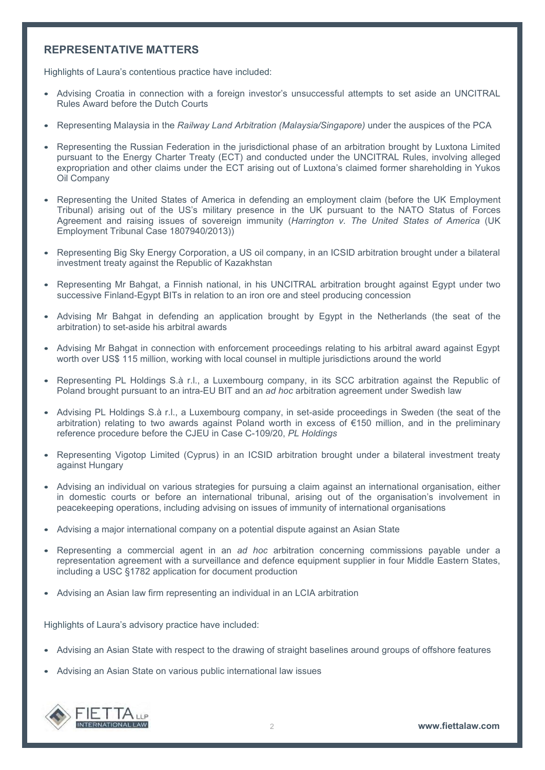## REPRESENTATIVE MATTERS

Highlights of Laura's contentious practice have included:

- Advising Croatia in connection with a foreign investor's unsuccessful attempts to set aside an UNCITRAL Rules Award before the Dutch Courts
- Representing Malaysia in the *Railway Land Arbitration (Malaysia/Singapore)* under the auspices of the PCA
- Representing the Russian Federation in the jurisdictional phase of an arbitration brought by Luxtona Limited pursuant to the Energy Charter Treaty (ECT) and conducted under the UNCITRAL Rules, involving alleged expropriation and other claims under the ECT arising out of Luxtona's claimed former shareholding in Yukos Oil Company
- Representing the United States of America in defending an employment claim (before the UK Employment Tribunal) arising out of the US's military presence in the UK pursuant to the NATO Status of Forces Agreement and raising issues of sovereign immunity (*Harrington v. The United States of America* (UK Employment Tribunal Case 1807940/2013))
- Representing Big Sky Energy Corporation, a US oil company, in an ICSID arbitration brought under a bilateral investment treaty against the Republic of Kazakhstan
- Representing Mr Bahgat, a Finnish national, in his UNCITRAL arbitration brought against Egypt under two successive Finland-Egypt BITs in relation to an iron ore and steel producing concession
- Advising Mr Bahgat in defending an application brought by Egypt in the Netherlands (the seat of the arbitration) to set-aside his arbitral awards
- Advising Mr Bahgat in connection with enforcement proceedings relating to his arbitral award against Egypt worth over US$ 115 million, working with local counsel in multiple jurisdictions around the world
- Representing PL Holdings S.à r.l., a Luxembourg company, in its SCC arbitration against the Republic of Poland brought pursuant to an intra-EU BIT and an *ad hoc* arbitration agreement under Swedish law
- Advising PL Holdings S.à r.l., a Luxembourg company, in set-aside proceedings in Sweden (the seat of the arbitration) relating to two awards against Poland worth in excess of €150 million, and in the preliminary reference procedure before the CJEU in Case C-109/20, *PL Holdings*
- Representing Vigotop Limited (Cyprus) in an ICSID arbitration brought under a bilateral investment treaty against Hungary
- Advising an individual on various strategies for pursuing a claim against an international organisation, either in domestic courts or before an international tribunal, arising out of the organisation's involvement in peacekeeping operations, including advising on issues of immunity of international organisations
- Advising a major international company on a potential dispute against an Asian State
- Representing a commercial agent in an *ad hoc* arbitration concerning commissions payable under a representation agreement with a surveillance and defence equipment supplier in four Middle Eastern States, including a USC §1782 application for document production
- Advising an Asian law firm representing an individual in an LCIA arbitration

Highlights of Laura's advisory practice have included:

- Advising an Asian State with respect to the drawing of straight baselines around groups of offshore features
- Advising an Asian State on various public international law issues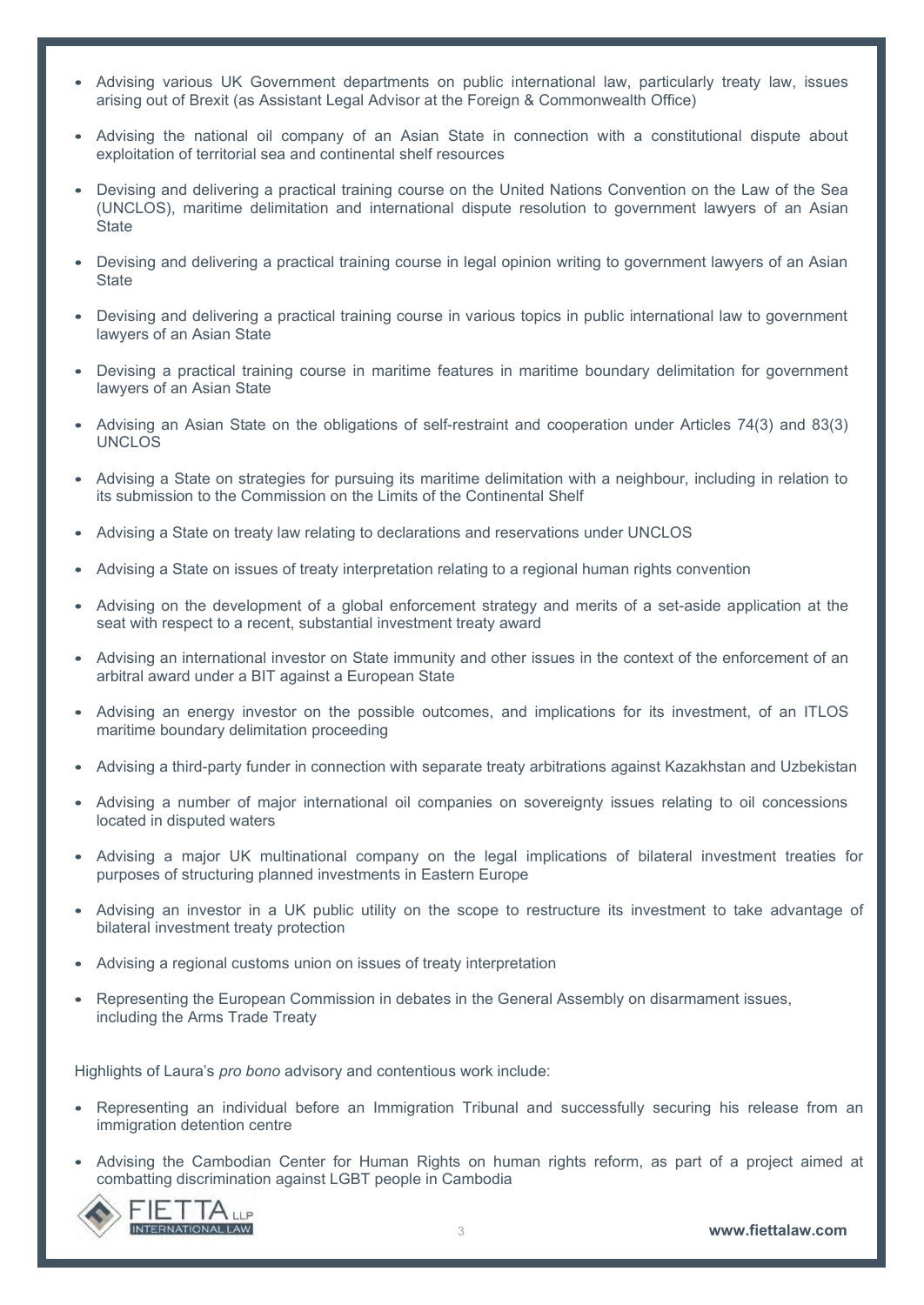- Advising various UK Government departments on public international law, particularly treaty law, issues arising out of Brexit (as Assistant Legal Advisor at the Foreign & Commonwealth Office)
- Advising the national oil company of an Asian State in connection with a constitutional dispute about exploitation of territorial sea and continental shelf resources
- Devising and delivering a practical training course on the United Nations Convention on the Law of the Sea (UNCLOS), maritime delimitation and international dispute resolution to government lawyers of an Asian State
- Devising and delivering a practical training course in legal opinion writing to government lawyers of an Asian State
- Devising and delivering a practical training course in various topics in public international law to government lawyers of an Asian State
- Devising a practical training course in maritime features in maritime boundary delimitation for government lawyers of an Asian State
- Advising an Asian State on the obligations of self-restraint and cooperation under Articles 74(3) and 83(3) UNCLOS
- Advising a State on strategies for pursuing its maritime delimitation with a neighbour, including in relation to its submission to the Commission on the Limits of the Continental Shelf
- Advising a State on treaty law relating to declarations and reservations under UNCLOS
- Advising a State on issues of treaty interpretation relating to a regional human rights convention
- Advising on the development of a global enforcement strategy and merits of a set-aside application at the seat with respect to a recent, substantial investment treaty award
- Advising an international investor on State immunity and other issues in the context of the enforcement of an arbitral award under a BIT against a European State
- Advising an energy investor on the possible outcomes, and implications for its investment, of an ITLOS maritime boundary delimitation proceeding
- Advising a third-party funder in connection with separate treaty arbitrations against Kazakhstan and Uzbekistan
- Advising a number of major international oil companies on sovereignty issues relating to oil concessions located in disputed waters
- Advising a major UK multinational company on the legal implications of bilateral investment treaties for purposes of structuring planned investments in Eastern Europe
- Advising an investor in a UK public utility on the scope to restructure its investment to take advantage of bilateral investment treaty protection
- Advising a regional customs union on issues of treaty interpretation
- Representing the European Commission in debates in the General Assembly on disarmament issues, including the Arms Trade Treaty

Highlights of Laura's *pro bono* advisory and contentious work include:

- Representing an individual before an Immigration Tribunal and successfully securing his release from an immigration detention centre
- Advising the Cambodian Center for Human Rights on human rights reform, as part of a project aimed at combatting discrimination against LGBT people in Cambodia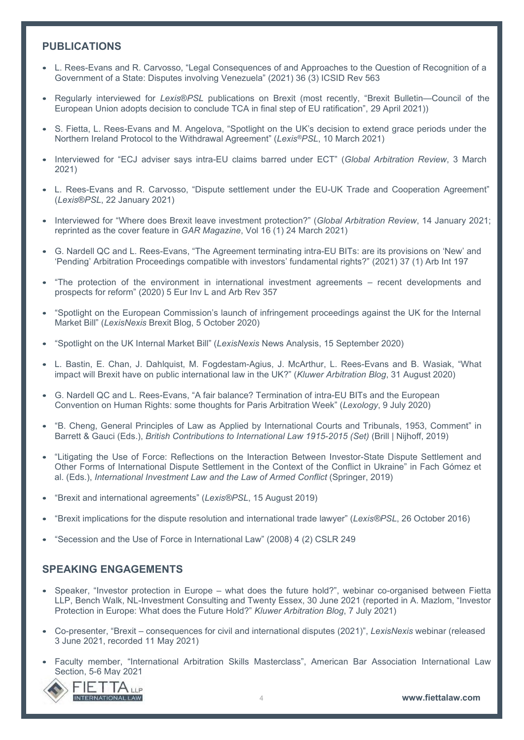## PUBLICATIONS

- L. Rees-Evans and R. Carvosso, "Legal Consequences of and Approaches to the Question of Recognition of a Government of a State: Disputes involving Venezuela" (2021) 36 (3) ICSID Rev 563
- Regularly interviewed for *Lexis®PSL* publications on Brexit (most recently, "Brexit Bulletin—Council of the European Union adopts decision to conclude TCA in final step of EU ratification", 29 April 2021))
- S. Fietta, L. Rees-Evans and M. Angelova, "Spotlight on the UK's decision to extend grace periods under the Northern Ireland Protocol to the Withdrawal Agreement" (*Lexis®PSL*, 10 March 2021)
- Interviewed for "ECJ adviser says intra-EU claims barred under ECT" (*Global Arbitration Review*, 3 March 2021)
- L. Rees-Evans and R. Carvosso, "Dispute settlement under the EU-UK Trade and Cooperation Agreement" (*Lexis®PSL*, 22 January 2021)
- Interviewed for "Where does Brexit leave investment protection?" (*Global Arbitration Review*, 14 January 2021; reprinted as the cover feature in *GAR Magazine*, Vol 16 (1) 24 March 2021)
- G. Nardell QC and L. Rees-Evans, "The Agreement terminating intra-EU BITs: are its provisions on 'New' and 'Pending' Arbitration Proceedings compatible with investors' fundamental rights?" (2021) 37 (1) Arb Int 197
- "The protection of the environment in international investment agreements – recent developments and prospects for reform" (2020) 5 Eur Inv L and Arb Rev 357
- "Spotlight on the European Commission's launch of infringement proceedings against the UK for the Internal Market Bill" (*LexisNexis* Brexit Blog, 5 October 2020)
- "Spotlight on the UK Internal Market Bill" (*LexisNexis* News Analysis, 15 September 2020)
- L. Bastin, E. Chan, J. Dahlquist, M. Fogdestam-Agius, J. McArthur, L. Rees-Evans and B. Wasiak, "What impact will Brexit have on public international law in the UK?" (*Kluwer Arbitration Blog*, 31 August 2020)
- G. Nardell QC and L. Rees-Evans, "A fair balance? Termination of intra-EU BITs and the European Convention on Human Rights: some thoughts for Paris Arbitration Week" (*Lexology*, 9 July 2020)
- "B. Cheng, General Principles of Law as Applied by International Courts and Tribunals, 1953, Comment" in Barrett & Gauci (Eds.), *British Contributions to International Law 1915-2015 (Set)* (Brill | Nijhoff, 2019)
- "Litigating the Use of Force: Reflections on the Interaction Between Investor-State Dispute Settlement and Other Forms of International Dispute Settlement in the Context of the Conflict in Ukraine" in Fach Gómez et al. (Eds.), *International Investment Law and the Law of Armed Conflict* (Springer, 2019)
- "Brexit and international agreements" (*Lexis®PSL*, 15 August 2019)
- "Brexit implications for the dispute resolution and international trade lawyer" (*Lexis®PSL*, 26 October 2016)
- "Secession and the Use of Force in International Law" (2008) 4 (2) CSLR 249

## SPEAKING ENGAGEMENTS

- Speaker, "Investor protection in Europe – what does the future hold?", webinar co-organised between Fietta LLP, Bench Walk, NL-Investment Consulting and Twenty Essex, 30 June 2021 (reported in A. Mazlom, "Investor Protection in Europe: What does the Future Hold?" *Kluwer Arbitration Blog*, 7 July 2021)
- Co-presenter, "Brexit – consequences for civil and international disputes (2021)", *LexisNexis* webinar (released 3 June 2021, recorded 11 May 2021)
- Faculty member, "International Arbitration Skills Masterclass", American Bar Association International Law Section, 5-6 May 2021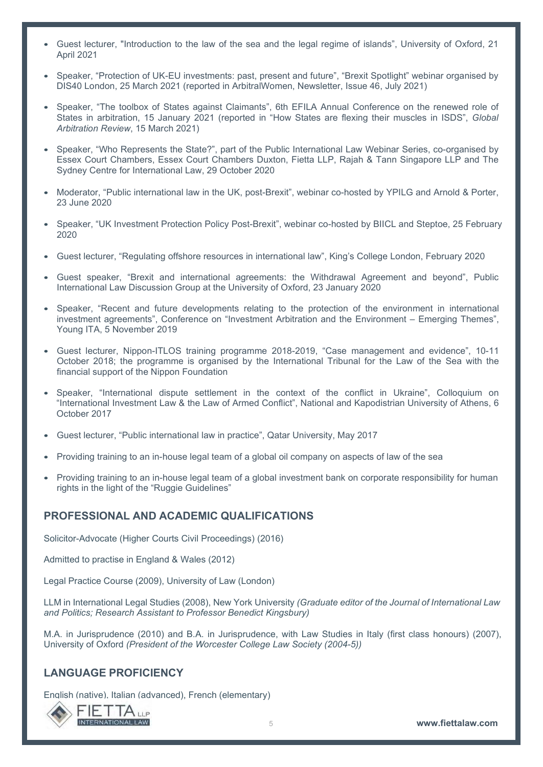- Guest lecturer, "Introduction to the law of the sea and the legal regime of islands", University of Oxford, 21 April 2021
- Speaker, "Protection of UK-EU investments: past, present and future", "Brexit Spotlight" webinar organised by DIS40 London, 25 March 2021 (reported in ArbitralWomen, Newsletter, Issue 46, July 2021)
- Speaker, "The toolbox of States against Claimants", 6th EFILA Annual Conference on the renewed role of States in arbitration, 15 January 2021 (reported in "How States are flexing their muscles in ISDS", *Global Arbitration Review*, 15 March 2021)
- Speaker, "Who Represents the State?", part of the Public International Law Webinar Series, co-organised by Essex Court Chambers, Essex Court Chambers Duxton, Fietta LLP, Rajah & Tann Singapore LLP and The Sydney Centre for International Law, 29 October 2020
- Moderator, "Public international law in the UK, post-Brexit", webinar co-hosted by YPILG and Arnold & Porter, 23 June 2020
- Speaker, "UK Investment Protection Policy Post-Brexit", webinar co-hosted by BIICL and Steptoe, 25 February 2020
- Guest lecturer, "Regulating offshore resources in international law", King's College London, February 2020
- Guest speaker, "Brexit and international agreements: the Withdrawal Agreement and beyond", Public International Law Discussion Group at the University of Oxford, 23 January 2020
- Speaker, "Recent and future developments relating to the protection of the environment in international investment agreements", Conference on "Investment Arbitration and the Environment – Emerging Themes", Young ITA, 5 November 2019
- Guest lecturer, Nippon-ITLOS training programme 2018-2019, "Case management and evidence", 10-11 October 2018; the programme is organised by the International Tribunal for the Law of the Sea with the financial support of the Nippon Foundation
- Speaker, "International dispute settlement in the context of the conflict in Ukraine", Colloquium on "International Investment Law & the Law of Armed Conflict", National and Kapodistrian University of Athens, 6 October 2017
- Guest lecturer, "Public international law in practice", Qatar University, May 2017
- Providing training to an in-house legal team of a global oil company on aspects of law of the sea
- Providing training to an in-house legal team of a global investment bank on corporate responsibility for human rights in the light of the "Ruggie Guidelines"

## PROFESSIONAL AND ACADEMIC QUALIFICATIONS

Solicitor-Advocate (Higher Courts Civil Proceedings) (2016)

Admitted to practise in England & Wales (2012)

Legal Practice Course (2009), University of Law (London)

LLM in International Legal Studies (2008), New York University *(Graduate editor of the Journal of International Law and Politics; Research Assistant to Professor Benedict Kingsbury)*

M.A. in Jurisprudence (2010) and B.A. in Jurisprudence, with Law Studies in Italy (first class honours) (2007), University of Oxford *(President of the Worcester College Law Society (2004-5))*

## LANGUAGE PROFICIENCY

English (native), Italian (advanced), French (elementary)